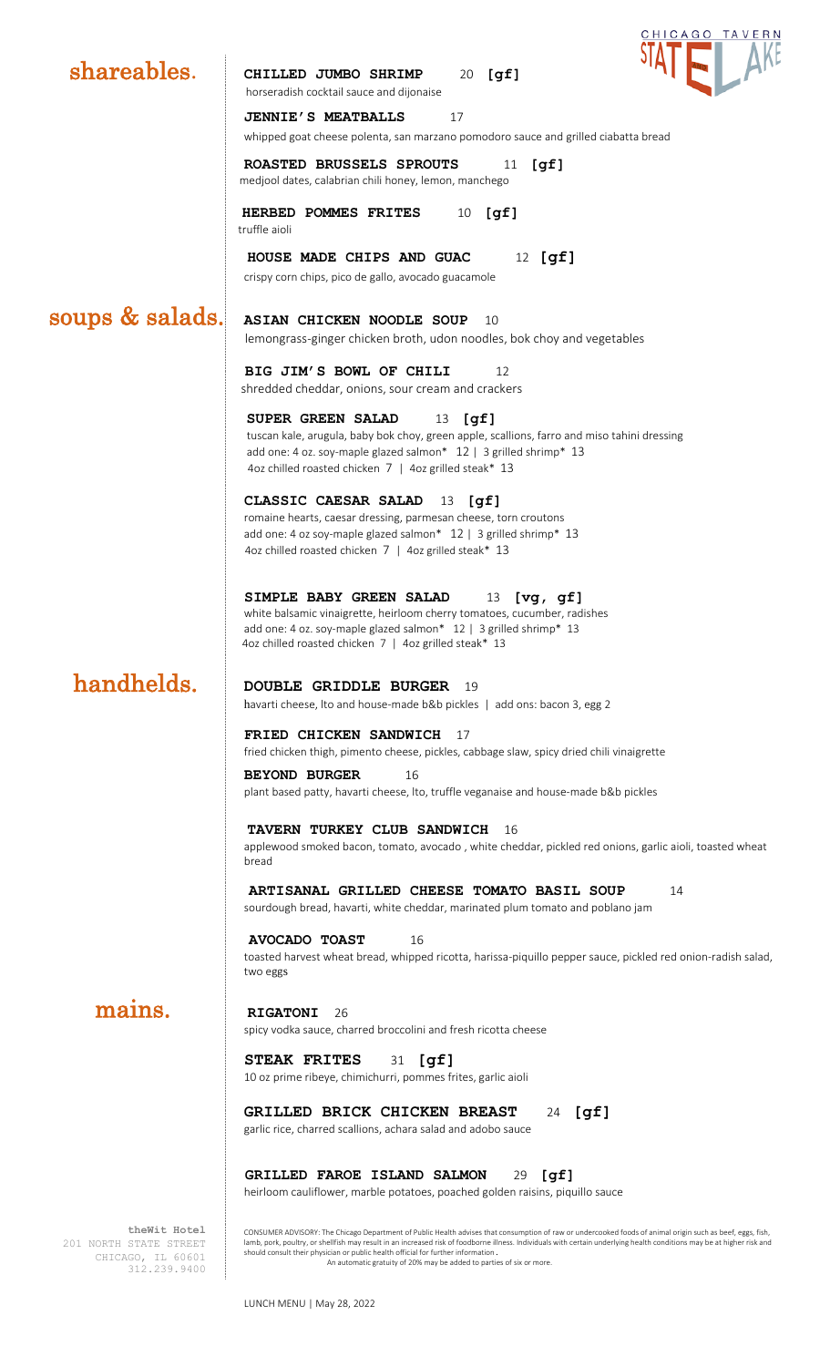CHICAGO TAVERN STATE LAKE

## shareables.

**CHILLED JUMBO SHRIMP** 20 **[gf]**
horseradish cocktail sauce and dijonaise

**JENNIE'S MEATBALLS** 17
whipped goat cheese polenta, san marzano pomodoro sauce and grilled ciabatta bread

**ROASTED BRUSSELS SPROUTS** 11 **[gf]**
medjool dates, calabrian chili honey, lemon, manchego

**HERBED POMMES FRITES** 10 **[gf]**
truffle aioli

**HOUSE MADE CHIPS AND GUAC** 12 **[gf]**
crispy corn chips, pico de gallo, avocado guacamole

## soups & salads.

**ASIAN CHICKEN NOODLE SOUP** 10
lemongrass-ginger chicken broth, udon noodles, bok choy and vegetables

**BIG JIM'S BOWL OF CHILI** 12
shredded cheddar, onions, sour cream and crackers

**SUPER GREEN SALAD** 13 **[gf]**
tuscan kale, arugula, baby bok choy, green apple, scallions, farro and miso tahini dressing
add one: 4 oz. soy-maple glazed salmon* 12 | 3 grilled shrimp* 13
4oz chilled roasted chicken 7 | 4oz grilled steak* 13

**CLASSIC CAESAR SALAD** 13 **[gf]**
romaine hearts, caesar dressing, parmesan cheese, torn croutons
add one: 4 oz soy-maple glazed salmon* 12 | 3 grilled shrimp* 13
4oz chilled roasted chicken 7 | 4oz grilled steak* 13

**SIMPLE BABY GREEN SALAD** 13 **[vg, gf]**
white balsamic vinaigrette, heirloom cherry tomatoes, cucumber, radishes
add one: 4 oz. soy-maple glazed salmon* 12 | 3 grilled shrimp* 13
4oz chilled roasted chicken 7 | 4oz grilled steak* 13

## handhelds.

**DOUBLE GRIDDLE BURGER** 19
havarti cheese, lto and house-made b&b pickles | add ons: bacon 3, egg 2

**FRIED CHICKEN SANDWICH** 17
fried chicken thigh, pimento cheese, pickles, cabbage slaw, spicy dried chili vinaigrette

**BEYOND BURGER** 16
plant based patty, havarti cheese, lto, truffle veganaise and house-made b&b pickles

**TAVERN TURKEY CLUB SANDWICH** 16
applewood smoked bacon, tomato, avocado , white cheddar, pickled red onions, garlic aioli, toasted wheat bread

**ARTISANAL GRILLED CHEESE TOMATO BASIL SOUP** 14
sourdough bread, havarti, white cheddar, marinated plum tomato and poblano jam

**AVOCADO TOAST** 16
toasted harvest wheat bread, whipped ricotta, harissa-piquillo pepper sauce, pickled red onion-radish salad, two eggs

## mains.

**RIGATONI** 26
spicy vodka sauce, charred broccolini and fresh ricotta cheese

**STEAK FRITES** 31 **[gf]**
10 oz prime ribeye, chimichurri, pommes frites, garlic aioli

**GRILLED BRICK CHICKEN BREAST** 24 **[gf]**
garlic rice, charred scallions, achara salad and adobo sauce

**GRILLED FAROE ISLAND SALMON** 29 **[gf]**
heirloom cauliflower, marble potatoes, poached golden raisins, piquillo sauce

**theWit Hotel**
201 NORTH STATE STREET
CHICAGO, IL 60601
312.239.9400

CONSUMER ADVISORY: The Chicago Department of Public Health advises that consumption of raw or undercooked foods of animal origin such as beef, eggs, fish, lamb, pork, poultry, or shellfish may result in an increased risk of foodborne illness. Individuals with certain underlying health conditions may be at higher risk and should consult their physician or public health official for further information .
An automatic gratuity of 20% may be added to parties of six or more.

LUNCH MENU | May 28, 2022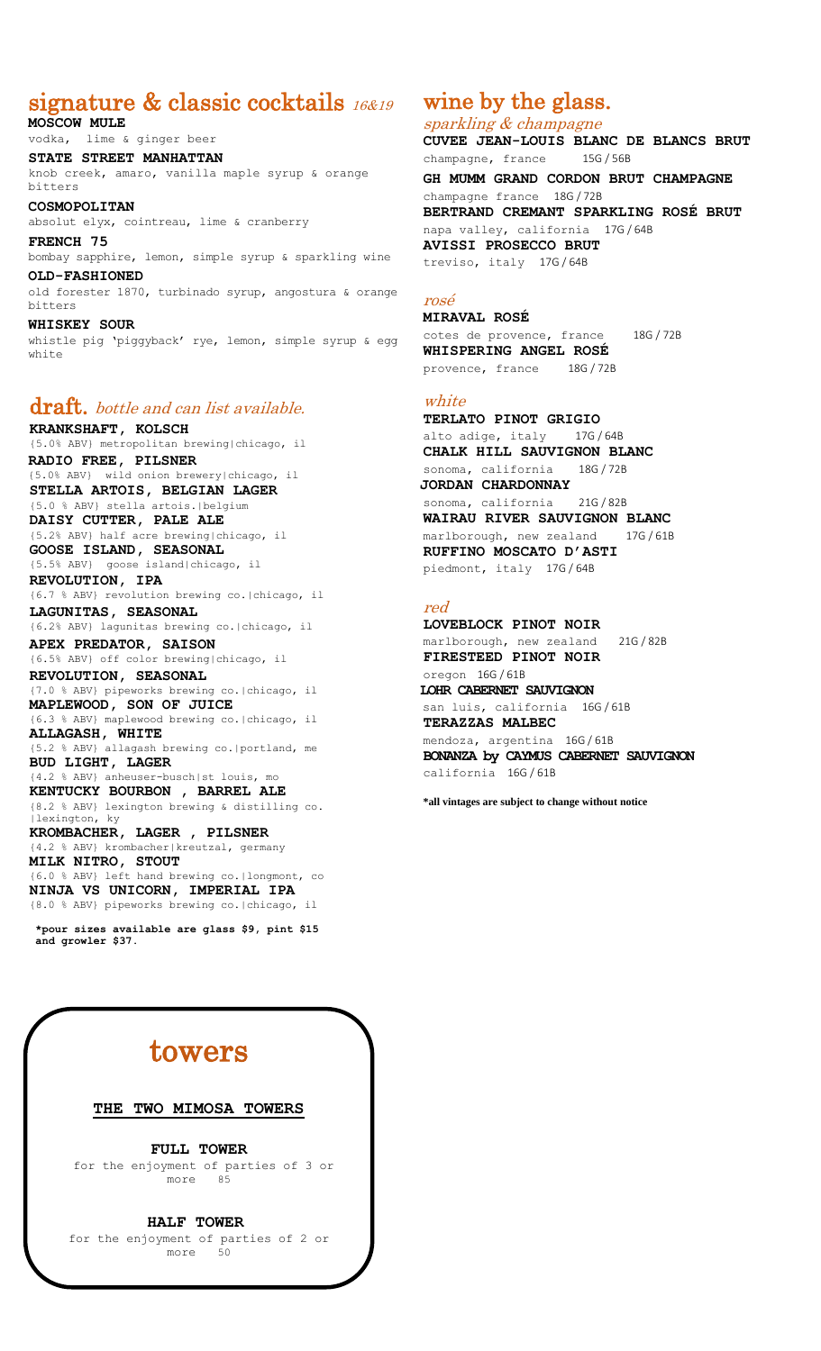## signature & classic cocktails *16&19*

**MOSCOW MULE**
vodka, lime & ginger beer

**STATE STREET MANHATTAN**
knob creek, amaro, vanilla maple syrup & orange bitters

**COSMOPOLITAN**
absolut elyx, cointreau, lime & cranberry

**FRENCH 75**
bombay sapphire, lemon, simple syrup & sparkling wine

**OLD-FASHIONED**
old forester 1870, turbinado syrup, angostura & orange bitters

**WHISKEY SOUR**
whistle pig 'piggyback' rye, lemon, simple syrup & egg white

## draft. *bottle and can list available.*

**KRANKSHAFT, KOLSCH**
{5.0% ABV} metropolitan brewing|chicago, il

**RADIO FREE, PILSNER**
{5.0% ABV} wild onion brewery|chicago, il

**STELLA ARTOIS, BELGIAN LAGER**
{5.0 % ABV} stella artois.|belgium

**DAISY CUTTER, PALE ALE**
{5.2% ABV} half acre brewing|chicago, il

**GOOSE ISLAND, SEASONAL**
{5.5% ABV} goose island|chicago, il

**REVOLUTION, IPA**
{6.7 % ABV} revolution brewing co.|chicago, il

**LAGUNITAS, SEASONAL**
{6.2% ABV} lagunitas brewing co.|chicago, il

**APEX PREDATOR, SAISON**
{6.5% ABV} off color brewing|chicago, il

**REVOLUTION, SEASONAL**
{7.0 % ABV} pipeworks brewing co.|chicago, il

**MAPLEWOOD, SON OF JUICE**
{6.3 % ABV} maplewood brewing co.|chicago, il

**ALLAGASH, WHITE**
{5.2 % ABV} allagash brewing co.|portland, me

**BUD LIGHT, LAGER**
{4.2 % ABV} anheuser-busch|st louis, mo

**KENTUCKY BOURBON , BARREL ALE**
{8.2 % ABV} lexington brewing & distilling co. |lexington, ky

**KROMBACHER, LAGER , PILSNER**
{4.2 % ABV} krombacher|kreutzal, germany

**MILK NITRO, STOUT**
{6.0 % ABV} left hand brewing co.|longmont, co

**NINJA VS UNICORN, IMPERIAL IPA**
{8.0 % ABV} pipeworks brewing co.|chicago, il

**\*pour sizes available are glass $9, pint $15 and growler $37.**

## towers

**THE TWO MIMOSA TOWERS**

**FULL TOWER**
for the enjoyment of parties of 3 or more 85

**HALF TOWER**
for the enjoyment of parties of 2 or more 50

## wine by the glass.

### *sparkling & champagne*

**CUVEE JEAN-LOUIS BLANC DE BLANCS BRUT**
champagne, france 15G / 56B

**GH MUMM GRAND CORDON BRUT CHAMPAGNE**
champagne france 18G / 72B

**BERTRAND CREMANT SPARKLING ROSÉ BRUT**
napa valley, california 17G / 64B

**AVISSI PROSECCO BRUT**
treviso, italy 17G / 64B

### *rosé*

**MIRAVAL ROSÉ**
cotes de provence, france 18G / 72B

**WHISPERING ANGEL ROSÉ**
provence, france 18G / 72B

### *white*

**TERLATO PINOT GRIGIO**
alto adige, italy 17G / 64B

**CHALK HILL SAUVIGNON BLANC**
sonoma, california 18G / 72B

**JORDAN CHARDONNAY**
sonoma, california 21G / 82B

**WAIRAU RIVER SAUVIGNON BLANC**
marlborough, new zealand 17G / 61B

**RUFFINO MOSCATO D'ASTI**
piedmont, italy 17G / 64B

### *red*

**LOVEBLOCK PINOT NOIR**
marlborough, new zealand 21G / 82B

**FIRESTEED PINOT NOIR**
oregon 16G / 61B

**LOHR CABERNET SAUVIGNON**
san luis, california 16G / 61B

**TERAZZAS MALBEC**
mendoza, argentina 16G / 61B

**BONANZA by CAYMUS CABERNET SAUVIGNON**
california 16G / 61B

**\*all vintages are subject to change without notice**